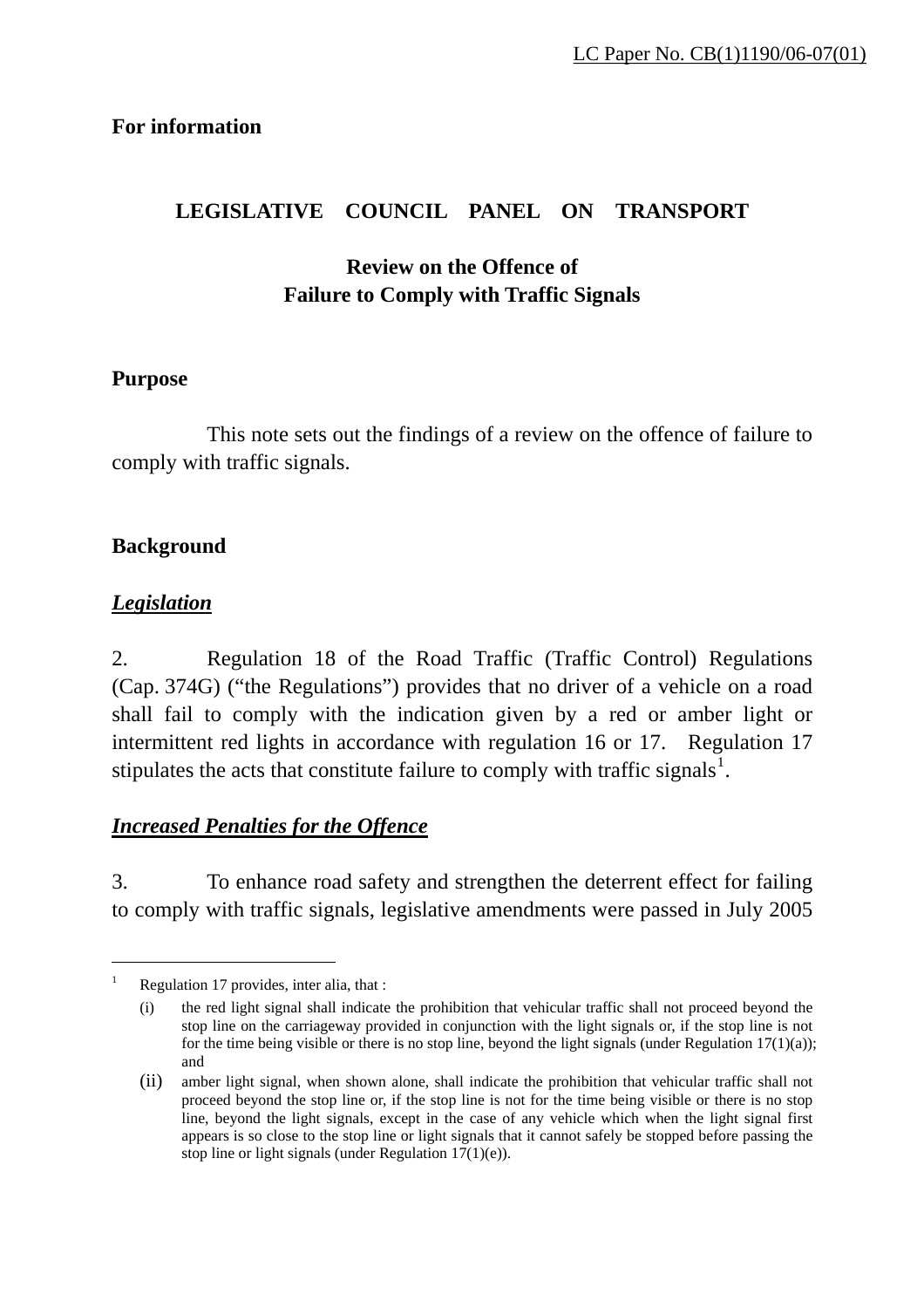LC Paper No. CB(1)1190/06-07(01)

**For information**

# LEGISLATIVE COUNCIL PANEL ON TRANSPORT

## Review on the Offence of Failure to Comply with Traffic Signals

**Purpose**

This note sets out the findings of a review on the offence of failure to comply with traffic signals.

**Background**

***Legislation***

2. Regulation 18 of the Road Traffic (Traffic Control) Regulations (Cap. 374G) ("the Regulations") provides that no driver of a vehicle on a road shall fail to comply with the indication given by a red or amber light or intermittent red lights in accordance with regulation 16 or 17. Regulation 17 stipulates the acts that constitute failure to comply with traffic signals[1].

***Increased Penalties for the Offence***

3. To enhance road safety and strengthen the deterrent effect for failing to comply with traffic signals, legislative amendments were passed in July 2005

---

[1] Regulation 17 provides, inter alia, that :

(i) the red light signal shall indicate the prohibition that vehicular traffic shall not proceed beyond the stop line on the carriageway provided in conjunction with the light signals or, if the stop line is not for the time being visible or there is no stop line, beyond the light signals (under Regulation 17(1)(a)); and

(ii) amber light signal, when shown alone, shall indicate the prohibition that vehicular traffic shall not proceed beyond the stop line or, if the stop line is not for the time being visible or there is no stop line, beyond the light signals, except in the case of any vehicle which when the light signal first appears is so close to the stop line or light signals that it cannot safely be stopped before passing the stop line or light signals (under Regulation 17(1)(e)).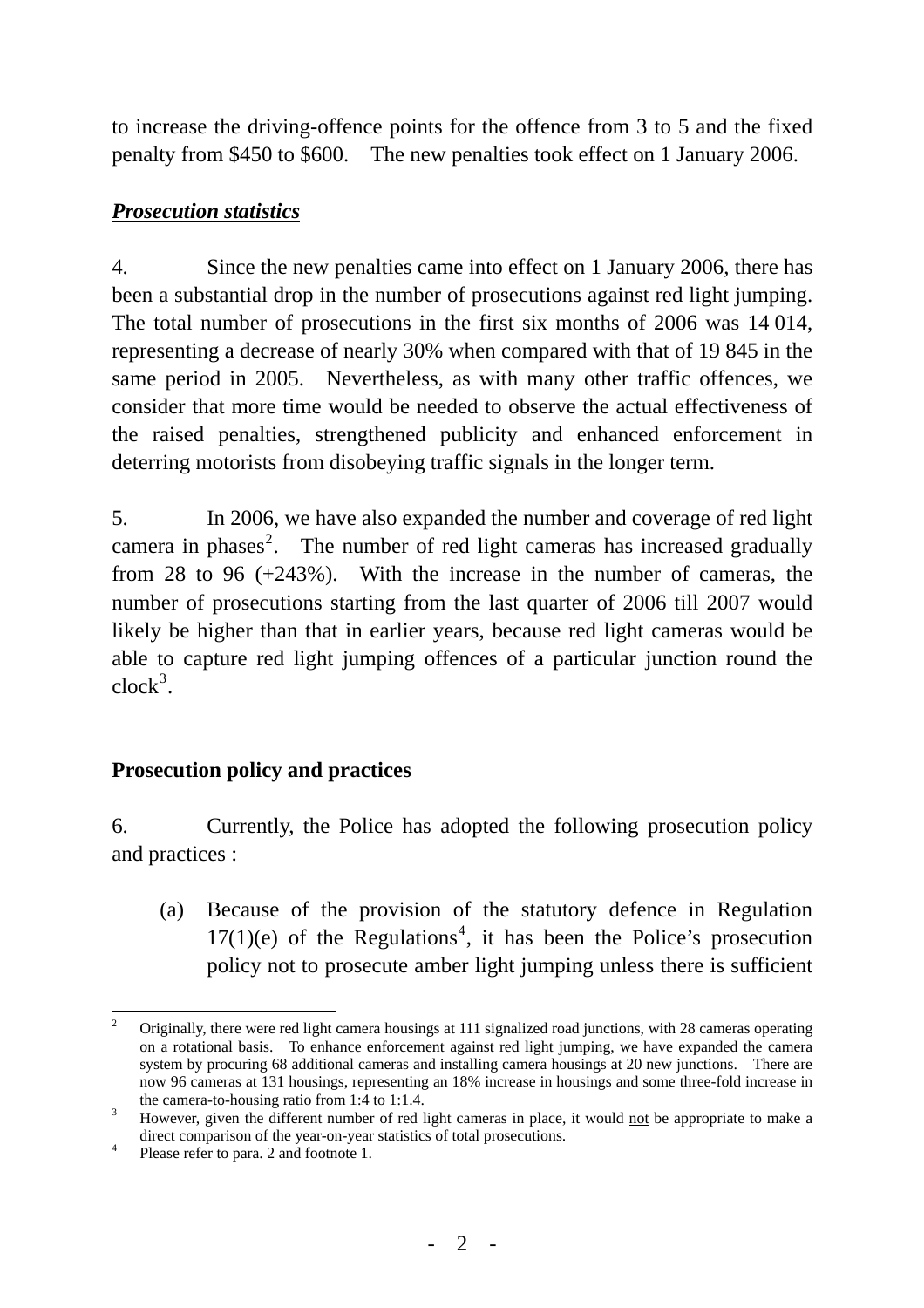to increase the driving-offence points for the offence from 3 to 5 and the fixed penalty from $450 to $600. The new penalties took effect on 1 January 2006.

***Prosecution statistics***

4. Since the new penalties came into effect on 1 January 2006, there has been a substantial drop in the number of prosecutions against red light jumping. The total number of prosecutions in the first six months of 2006 was 14 014, representing a decrease of nearly 30% when compared with that of 19 845 in the same period in 2005. Nevertheless, as with many other traffic offences, we consider that more time would be needed to observe the actual effectiveness of the raised penalties, strengthened publicity and enhanced enforcement in deterring motorists from disobeying traffic signals in the longer term.

5. In 2006, we have also expanded the number and coverage of red light camera in phases[2]. The number of red light cameras has increased gradually from 28 to 96 (+243%). With the increase in the number of cameras, the number of prosecutions starting from the last quarter of 2006 till 2007 would likely be higher than that in earlier years, because red light cameras would be able to capture red light jumping offences of a particular junction round the clock[3].

**Prosecution policy and practices**

6. Currently, the Police has adopted the following prosecution policy and practices :

(a) Because of the provision of the statutory defence in Regulation 17(1)(e) of the Regulations[4], it has been the Police's prosecution policy not to prosecute amber light jumping unless there is sufficient

---

[2] Originally, there were red light camera housings at 111 signalized road junctions, with 28 cameras operating on a rotational basis. To enhance enforcement against red light jumping, we have expanded the camera system by procuring 68 additional cameras and installing camera housings at 20 new junctions. There are now 96 cameras at 131 housings, representing an 18% increase in housings and some three-fold increase in the camera-to-housing ratio from 1:4 to 1:1.4.

[3] However, given the different number of red light cameras in place, it would not be appropriate to make a direct comparison of the year-on-year statistics of total prosecutions.

[4] Please refer to para. 2 and footnote 1.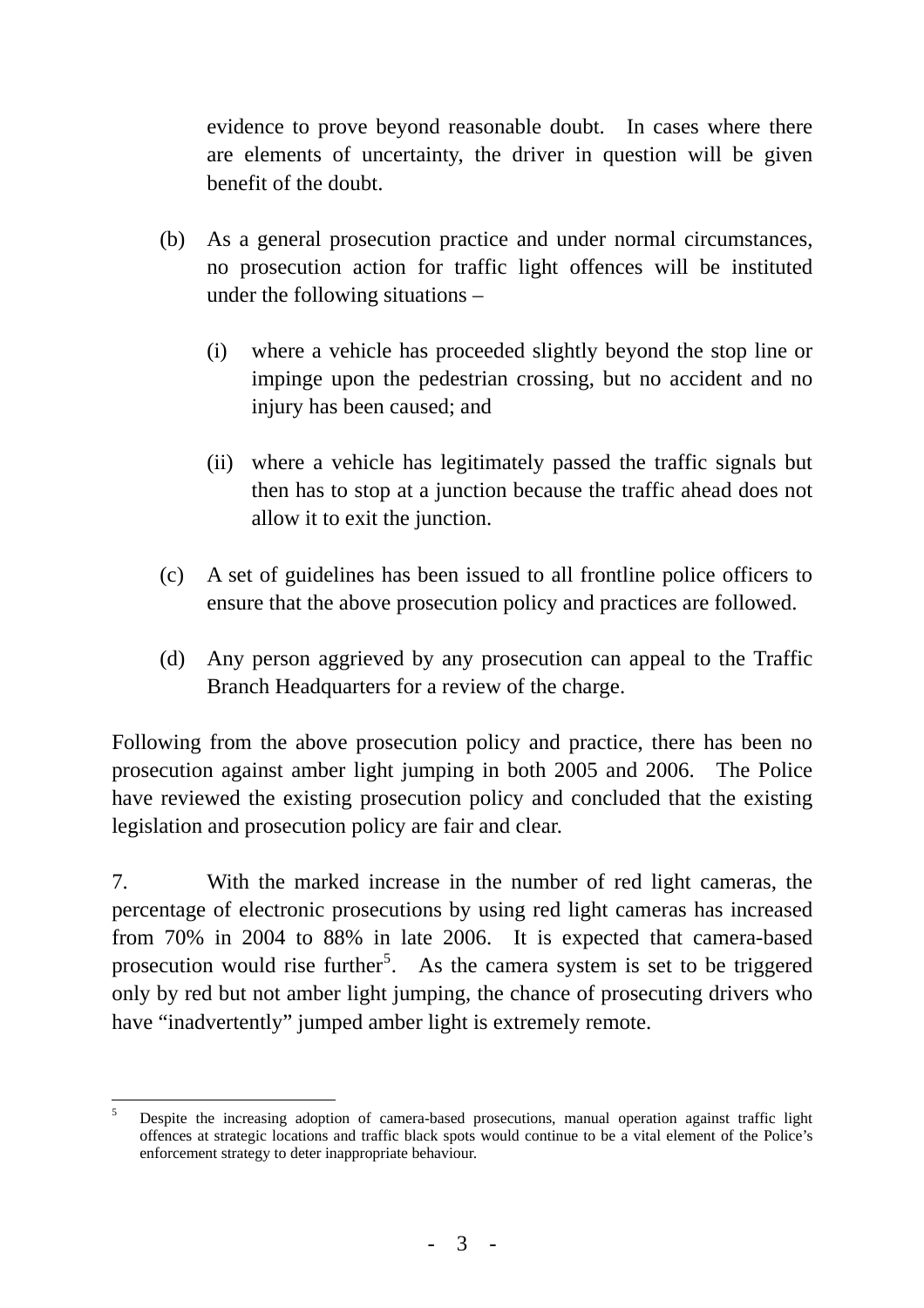evidence to prove beyond reasonable doubt. In cases where there are elements of uncertainty, the driver in question will be given benefit of the doubt.

(b) As a general prosecution practice and under normal circumstances, no prosecution action for traffic light offences will be instituted under the following situations –

(i) where a vehicle has proceeded slightly beyond the stop line or impinge upon the pedestrian crossing, but no accident and no injury has been caused; and

(ii) where a vehicle has legitimately passed the traffic signals but then has to stop at a junction because the traffic ahead does not allow it to exit the junction.

(c) A set of guidelines has been issued to all frontline police officers to ensure that the above prosecution policy and practices are followed.

(d) Any person aggrieved by any prosecution can appeal to the Traffic Branch Headquarters for a review of the charge.

Following from the above prosecution policy and practice, there has been no prosecution against amber light jumping in both 2005 and 2006. The Police have reviewed the existing prosecution policy and concluded that the existing legislation and prosecution policy are fair and clear.

7. With the marked increase in the number of red light cameras, the percentage of electronic prosecutions by using red light cameras has increased from 70% in 2004 to 88% in late 2006. It is expected that camera-based prosecution would rise further[5]. As the camera system is set to be triggered only by red but not amber light jumping, the chance of prosecuting drivers who have "inadvertently" jumped amber light is extremely remote.

---

[5] Despite the increasing adoption of camera-based prosecutions, manual operation against traffic light offences at strategic locations and traffic black spots would continue to be a vital element of the Police's enforcement strategy to deter inappropriate behaviour.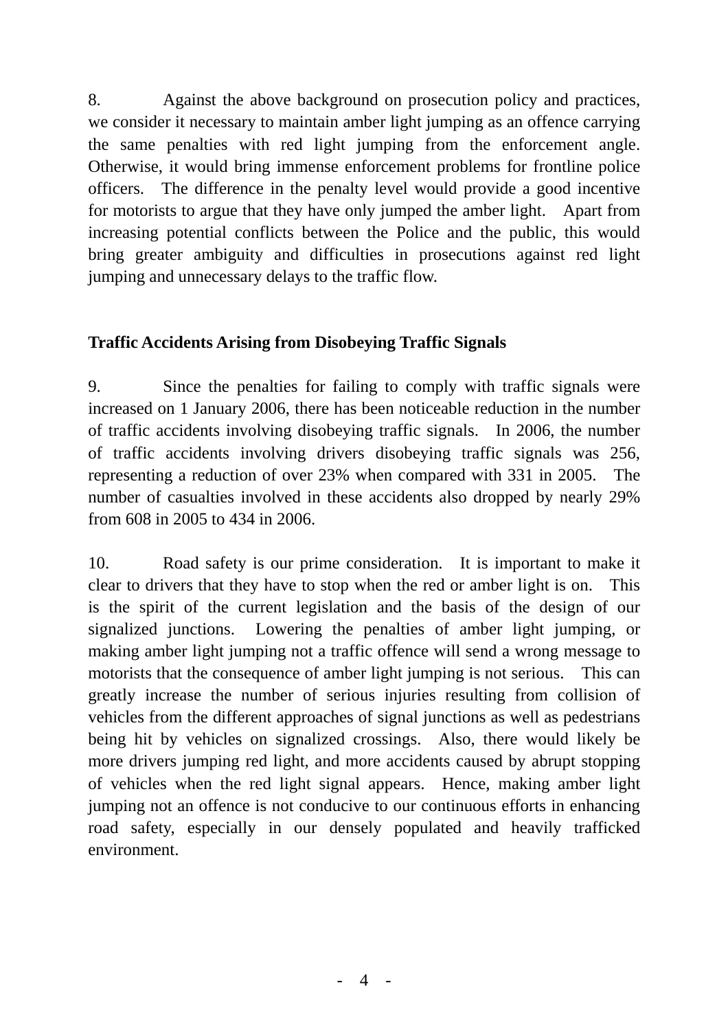8. Against the above background on prosecution policy and practices, we consider it necessary to maintain amber light jumping as an offence carrying the same penalties with red light jumping from the enforcement angle. Otherwise, it would bring immense enforcement problems for frontline police officers. The difference in the penalty level would provide a good incentive for motorists to argue that they have only jumped the amber light. Apart from increasing potential conflicts between the Police and the public, this would bring greater ambiguity and difficulties in prosecutions against red light jumping and unnecessary delays to the traffic flow.

**Traffic Accidents Arising from Disobeying Traffic Signals**

9. Since the penalties for failing to comply with traffic signals were increased on 1 January 2006, there has been noticeable reduction in the number of traffic accidents involving disobeying traffic signals. In 2006, the number of traffic accidents involving drivers disobeying traffic signals was 256, representing a reduction of over 23% when compared with 331 in 2005. The number of casualties involved in these accidents also dropped by nearly 29% from 608 in 2005 to 434 in 2006.

10. Road safety is our prime consideration. It is important to make it clear to drivers that they have to stop when the red or amber light is on. This is the spirit of the current legislation and the basis of the design of our signalized junctions. Lowering the penalties of amber light jumping, or making amber light jumping not a traffic offence will send a wrong message to motorists that the consequence of amber light jumping is not serious. This can greatly increase the number of serious injuries resulting from collision of vehicles from the different approaches of signal junctions as well as pedestrians being hit by vehicles on signalized crossings. Also, there would likely be more drivers jumping red light, and more accidents caused by abrupt stopping of vehicles when the red light signal appears. Hence, making amber light jumping not an offence is not conducive to our continuous efforts in enhancing road safety, especially in our densely populated and heavily trafficked environment.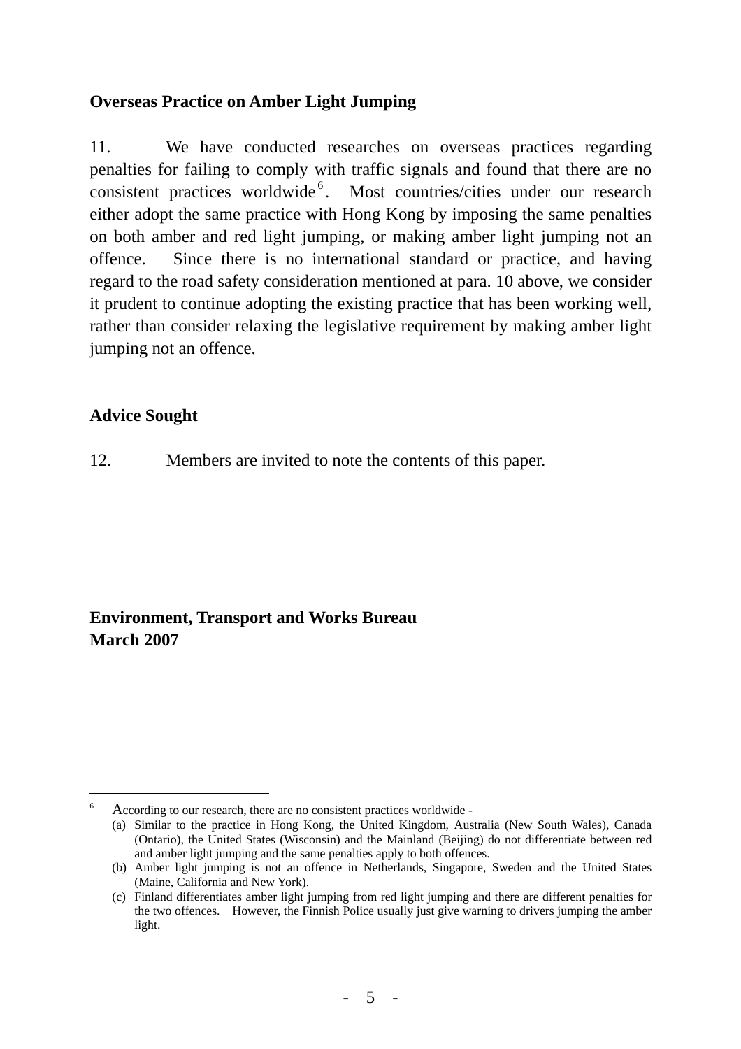**Overseas Practice on Amber Light Jumping**

11. We have conducted researches on overseas practices regarding penalties for failing to comply with traffic signals and found that there are no consistent practices worldwide[6]. Most countries/cities under our research either adopt the same practice with Hong Kong by imposing the same penalties on both amber and red light jumping, or making amber light jumping not an offence. Since there is no international standard or practice, and having regard to the road safety consideration mentioned at para. 10 above, we consider it prudent to continue adopting the existing practice that has been working well, rather than consider relaxing the legislative requirement by making amber light jumping not an offence.

**Advice Sought**

12. Members are invited to note the contents of this paper.

**Environment, Transport and Works Bureau**
**March 2007**

---

[6] According to our research, there are no consistent practices worldwide -

(a) Similar to the practice in Hong Kong, the United Kingdom, Australia (New South Wales), Canada (Ontario), the United States (Wisconsin) and the Mainland (Beijing) do not differentiate between red and amber light jumping and the same penalties apply to both offences.

(b) Amber light jumping is not an offence in Netherlands, Singapore, Sweden and the United States (Maine, California and New York).

(c) Finland differentiates amber light jumping from red light jumping and there are different penalties for the two offences. However, the Finnish Police usually just give warning to drivers jumping the amber light.